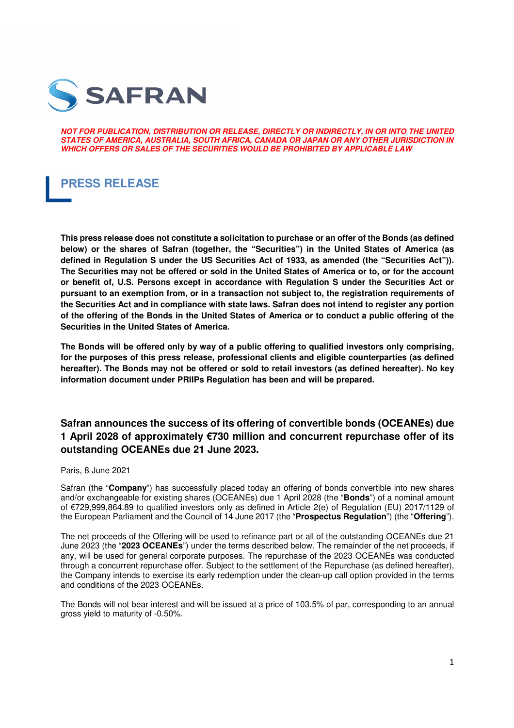SAFRAN

***NOT FOR PUBLICATION, DISTRIBUTION OR RELEASE, DIRECTLY OR INDIRECTLY, IN OR INTO THE UNITED STATES OF AMERICA, AUSTRALIA, SOUTH AFRICA, CANADA OR JAPAN OR ANY OTHER JURISDICTION IN WHICH OFFERS OR SALES OF THE SECURITIES WOULD BE PROHIBITED BY APPLICABLE LAW***

# PRESS RELEASE

**This press release does not constitute a solicitation to purchase or an offer of the Bonds (as defined below) or the shares of Safran (together, the "Securities") in the United States of America (as defined in Regulation S under the US Securities Act of 1933, as amended (the "Securities Act")). The Securities may not be offered or sold in the United States of America or to, or for the account or benefit of, U.S. Persons except in accordance with Regulation S under the Securities Act or pursuant to an exemption from, or in a transaction not subject to, the registration requirements of the Securities Act and in compliance with state laws. Safran does not intend to register any portion of the offering of the Bonds in the United States of America or to conduct a public offering of the Securities in the United States of America.**

**The Bonds will be offered only by way of a public offering to qualified investors only comprising, for the purposes of this press release, professional clients and eligible counterparties (as defined hereafter). The Bonds may not be offered or sold to retail investors (as defined hereafter). No key information document under PRIIPs Regulation has been and will be prepared.**

## Safran announces the success of its offering of convertible bonds (OCEANEs) due 1 April 2028 of approximately €730 million and concurrent repurchase offer of its outstanding OCEANEs due 21 June 2023.

Paris, 8 June 2021

Safran (the "**Company**") has successfully placed today an offering of bonds convertible into new shares and/or exchangeable for existing shares (OCEANEs) due 1 April 2028 (the "**Bonds**") of a nominal amount of €729,999,864.89 to qualified investors only as defined in Article 2(e) of Regulation (EU) 2017/1129 of the European Parliament and the Council of 14 June 2017 (the "**Prospectus Regulation**") (the "**Offering**").

The net proceeds of the Offering will be used to refinance part or all of the outstanding OCEANEs due 21 June 2023 (the "**2023 OCEANEs**") under the terms described below. The remainder of the net proceeds, if any, will be used for general corporate purposes. The repurchase of the 2023 OCEANEs was conducted through a concurrent repurchase offer. Subject to the settlement of the Repurchase (as defined hereafter), the Company intends to exercise its early redemption under the clean-up call option provided in the terms and conditions of the 2023 OCEANEs.

The Bonds will not bear interest and will be issued at a price of 103.5% of par, corresponding to an annual gross yield to maturity of -0.50%.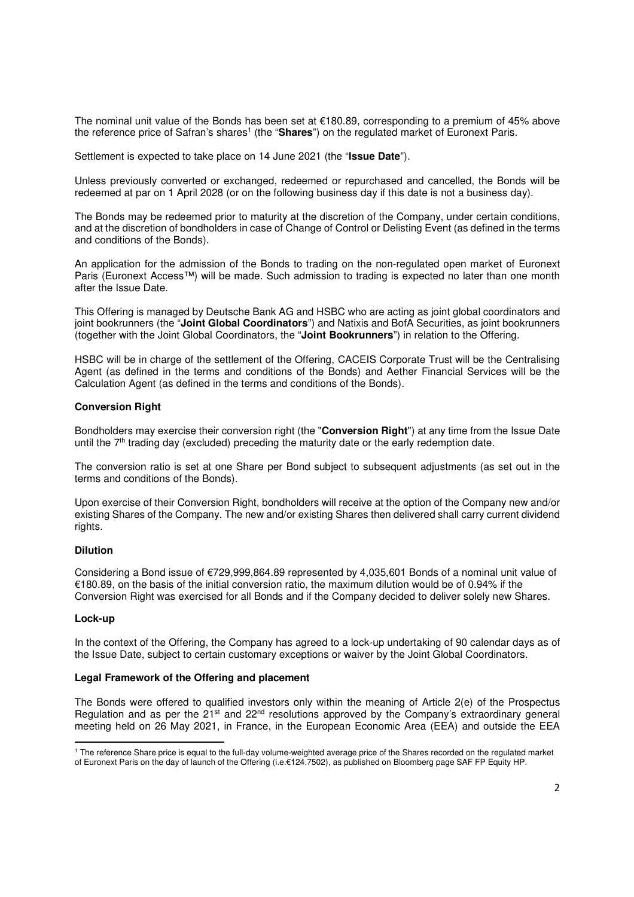The nominal unit value of the Bonds has been set at €180.89, corresponding to a premium of 45% above the reference price of Safran's shares[1] (the "**Shares**") on the regulated market of Euronext Paris.

Settlement is expected to take place on 14 June 2021 (the "**Issue Date**").

Unless previously converted or exchanged, redeemed or repurchased and cancelled, the Bonds will be redeemed at par on 1 April 2028 (or on the following business day if this date is not a business day).

The Bonds may be redeemed prior to maturity at the discretion of the Company, under certain conditions, and at the discretion of bondholders in case of Change of Control or Delisting Event (as defined in the terms and conditions of the Bonds).

An application for the admission of the Bonds to trading on the non-regulated open market of Euronext Paris (Euronext Access™) will be made. Such admission to trading is expected no later than one month after the Issue Date.

This Offering is managed by Deutsche Bank AG and HSBC who are acting as joint global coordinators and joint bookrunners (the "**Joint Global Coordinators**") and Natixis and BofA Securities, as joint bookrunners (together with the Joint Global Coordinators, the "**Joint Bookrunners**") in relation to the Offering.

HSBC will be in charge of the settlement of the Offering, CACEIS Corporate Trust will be the Centralising Agent (as defined in the terms and conditions of the Bonds) and Aether Financial Services will be the Calculation Agent (as defined in the terms and conditions of the Bonds).

**Conversion Right**

Bondholders may exercise their conversion right (the "**Conversion Right**") at any time from the Issue Date until the 7th trading day (excluded) preceding the maturity date or the early redemption date.

The conversion ratio is set at one Share per Bond subject to subsequent adjustments (as set out in the terms and conditions of the Bonds).

Upon exercise of their Conversion Right, bondholders will receive at the option of the Company new and/or existing Shares of the Company. The new and/or existing Shares then delivered shall carry current dividend rights.

**Dilution**

Considering a Bond issue of €729,999,864.89 represented by 4,035,601 Bonds of a nominal unit value of €180.89, on the basis of the initial conversion ratio, the maximum dilution would be of 0.94% if the Conversion Right was exercised for all Bonds and if the Company decided to deliver solely new Shares.

**Lock-up**

In the context of the Offering, the Company has agreed to a lock-up undertaking of 90 calendar days as of the Issue Date, subject to certain customary exceptions or waiver by the Joint Global Coordinators.

**Legal Framework of the Offering and placement**

The Bonds were offered to qualified investors only within the meaning of Article 2(e) of the Prospectus Regulation and as per the 21st and 22nd resolutions approved by the Company's extraordinary general meeting held on 26 May 2021, in France, in the European Economic Area (EEA) and outside the EEA

[1] The reference Share price is equal to the full-day volume-weighted average price of the Shares recorded on the regulated market of Euronext Paris on the day of launch of the Offering (i.e.€124.7502), as published on Bloomberg page SAF FP Equity HP.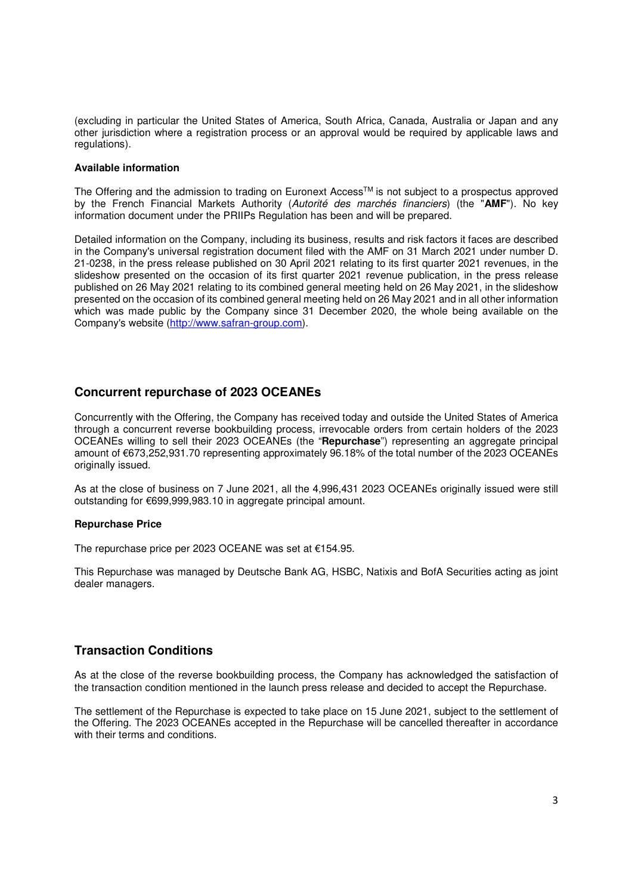(excluding in particular the United States of America, South Africa, Canada, Australia or Japan and any other jurisdiction where a registration process or an approval would be required by applicable laws and regulations).

**Available information**

The Offering and the admission to trading on Euronext Access™ is not subject to a prospectus approved by the French Financial Markets Authority (*Autorité des marchés financiers*) (the "**AMF**"). No key information document under the PRIIPs Regulation has been and will be prepared.

Detailed information on the Company, including its business, results and risk factors it faces are described in the Company's universal registration document filed with the AMF on 31 March 2021 under number D. 21-0238, in the press release published on 30 April 2021 relating to its first quarter 2021 revenues, in the slideshow presented on the occasion of its first quarter 2021 revenue publication, in the press release published on 26 May 2021 relating to its combined general meeting held on 26 May 2021, in the slideshow presented on the occasion of its combined general meeting held on 26 May 2021 and in all other information which was made public by the Company since 31 December 2020, the whole being available on the Company's website (http://www.safran-group.com).

## Concurrent repurchase of 2023 OCEANEs

Concurrently with the Offering, the Company has received today and outside the United States of America through a concurrent reverse bookbuilding process, irrevocable orders from certain holders of the 2023 OCEANEs willing to sell their 2023 OCEANEs (the "**Repurchase**") representing an aggregate principal amount of €673,252,931.70 representing approximately 96.18% of the total number of the 2023 OCEANEs originally issued.

As at the close of business on 7 June 2021, all the 4,996,431 2023 OCEANEs originally issued were still outstanding for €699,999,983.10 in aggregate principal amount.

**Repurchase Price**

The repurchase price per 2023 OCEANE was set at €154.95.

This Repurchase was managed by Deutsche Bank AG, HSBC, Natixis and BofA Securities acting as joint dealer managers.

## Transaction Conditions

As at the close of the reverse bookbuilding process, the Company has acknowledged the satisfaction of the transaction condition mentioned in the launch press release and decided to accept the Repurchase.

The settlement of the Repurchase is expected to take place on 15 June 2021, subject to the settlement of the Offering. The 2023 OCEANEs accepted in the Repurchase will be cancelled thereafter in accordance with their terms and conditions.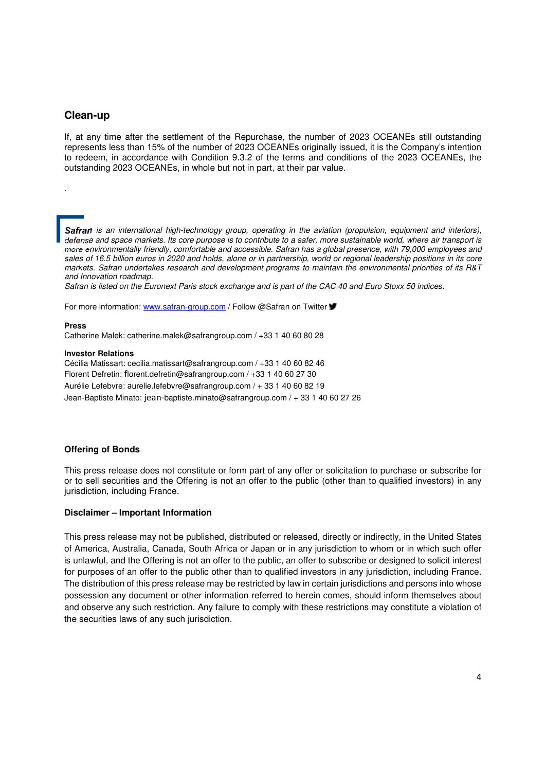## Clean-up

If, at any time after the settlement of the Repurchase, the number of 2023 OCEANEs still outstanding represents less than 15% of the number of 2023 OCEANEs originally issued, it is the Company's intention to redeem, in accordance with Condition 9.3.2 of the terms and conditions of the 2023 OCEANEs, the outstanding 2023 OCEANEs, in whole but not in part, at their par value.

.

***Safran** is an international high-technology group, operating in the aviation (propulsion, equipment and interiors), defense and space markets. Its core purpose is to contribute to a safer, more sustainable world, where air transport is more environmentally friendly, comfortable and accessible. Safran has a global presence, with 79,000 employees and sales of 16.5 billion euros in 2020 and holds, alone or in partnership, world or regional leadership positions in its core markets. Safran undertakes research and development programs to maintain the environmental priorities of its R&T and Innovation roadmap.*

*Safran is listed on the Euronext Paris stock exchange and is part of the CAC 40 and Euro Stoxx 50 indices.*

For more information: www.safran-group.com / Follow @Safran on Twitter

**Press**

Catherine Malek: catherine.malek@safrangroup.com / +33 1 40 60 80 28

**Investor Relations**

Cécilia Matissart: cecilia.matissart@safrangroup.com / +33 1 40 60 82 46

Florent Defretin: florent.defretin@safrangroup.com / +33 1 40 60 27 30

Aurélie Lefebvre: aurelie.lefebvre@safrangroup.com / + 33 1 40 60 82 19

Jean-Baptiste Minato: jean-baptiste.minato@safrangroup.com / + 33 1 40 60 27 26

**Offering of Bonds**

This press release does not constitute or form part of any offer or solicitation to purchase or subscribe for or to sell securities and the Offering is not an offer to the public (other than to qualified investors) in any jurisdiction, including France.

**Disclaimer – Important Information**

This press release may not be published, distributed or released, directly or indirectly, in the United States of America, Australia, Canada, South Africa or Japan or in any jurisdiction to whom or in which such offer is unlawful, and the Offering is not an offer to the public, an offer to subscribe or designed to solicit interest for purposes of an offer to the public other than to qualified investors in any jurisdiction, including France. The distribution of this press release may be restricted by law in certain jurisdictions and persons into whose possession any document or other information referred to herein comes, should inform themselves about and observe any such restriction. Any failure to comply with these restrictions may constitute a violation of the securities laws of any such jurisdiction.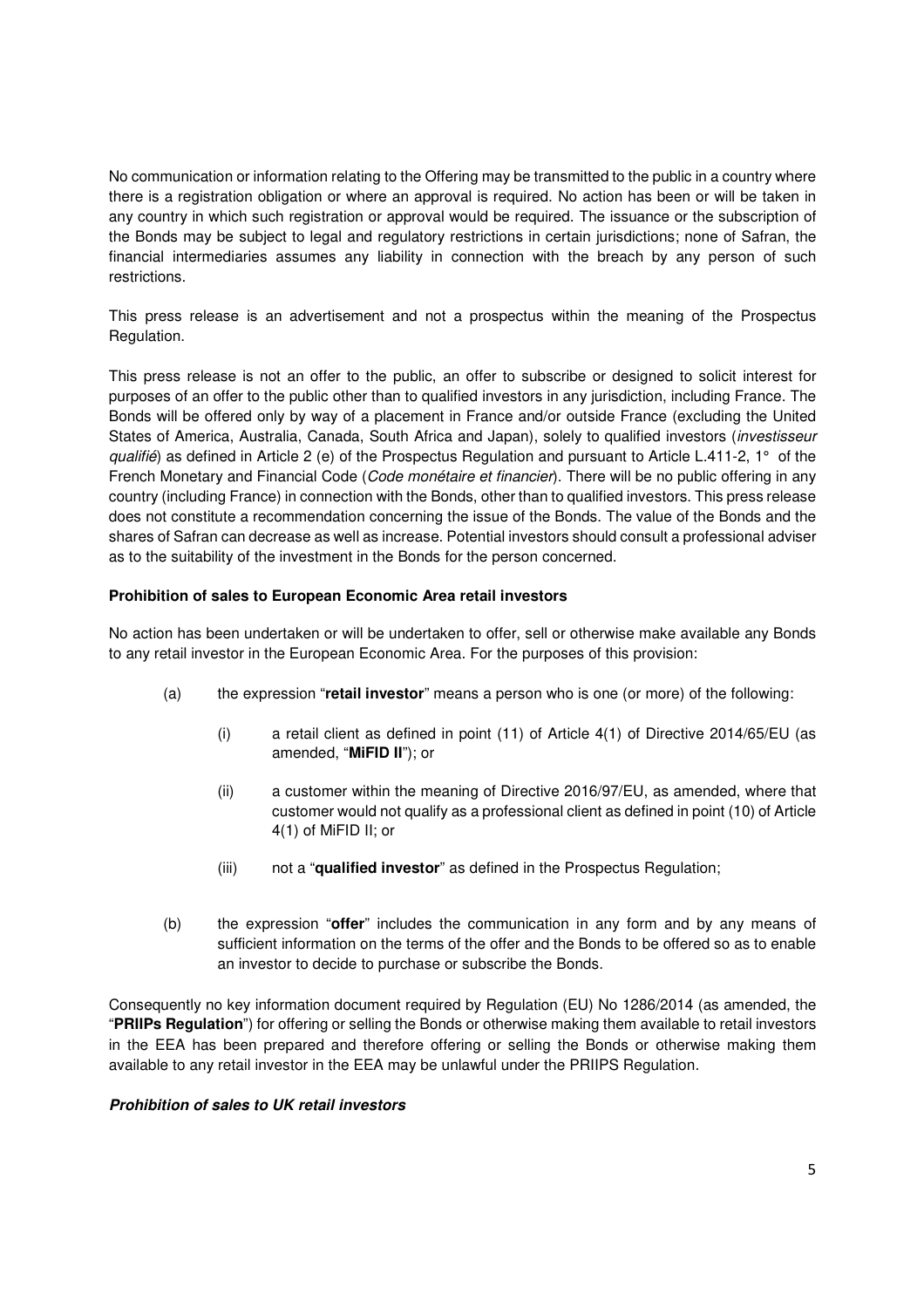No communication or information relating to the Offering may be transmitted to the public in a country where there is a registration obligation or where an approval is required. No action has been or will be taken in any country in which such registration or approval would be required. The issuance or the subscription of the Bonds may be subject to legal and regulatory restrictions in certain jurisdictions; none of Safran, the financial intermediaries assumes any liability in connection with the breach by any person of such restrictions.

This press release is an advertisement and not a prospectus within the meaning of the Prospectus Regulation.

This press release is not an offer to the public, an offer to subscribe or designed to solicit interest for purposes of an offer to the public other than to qualified investors in any jurisdiction, including France. The Bonds will be offered only by way of a placement in France and/or outside France (excluding the United States of America, Australia, Canada, South Africa and Japan), solely to qualified investors (*investisseur qualifié*) as defined in Article 2 (e) of the Prospectus Regulation and pursuant to Article L.411-2, 1° of the French Monetary and Financial Code (*Code monétaire et financier*). There will be no public offering in any country (including France) in connection with the Bonds, other than to qualified investors. This press release does not constitute a recommendation concerning the issue of the Bonds. The value of the Bonds and the shares of Safran can decrease as well as increase. Potential investors should consult a professional adviser as to the suitability of the investment in the Bonds for the person concerned.

**Prohibition of sales to European Economic Area retail investors**

No action has been undertaken or will be undertaken to offer, sell or otherwise make available any Bonds to any retail investor in the European Economic Area. For the purposes of this provision:

(a) the expression "**retail investor**" means a person who is one (or more) of the following:

  (i) a retail client as defined in point (11) of Article 4(1) of Directive 2014/65/EU (as amended, "**MiFID II**"); or

  (ii) a customer within the meaning of Directive 2016/97/EU, as amended, where that customer would not qualify as a professional client as defined in point (10) of Article 4(1) of MiFID II; or

  (iii) not a "**qualified investor**" as defined in the Prospectus Regulation;

(b) the expression "**offer**" includes the communication in any form and by any means of sufficient information on the terms of the offer and the Bonds to be offered so as to enable an investor to decide to purchase or subscribe the Bonds.

Consequently no key information document required by Regulation (EU) No 1286/2014 (as amended, the "**PRIIPs Regulation**") for offering or selling the Bonds or otherwise making them available to retail investors in the EEA has been prepared and therefore offering or selling the Bonds or otherwise making them available to any retail investor in the EEA may be unlawful under the PRIIPS Regulation.

***Prohibition of sales to UK retail investors***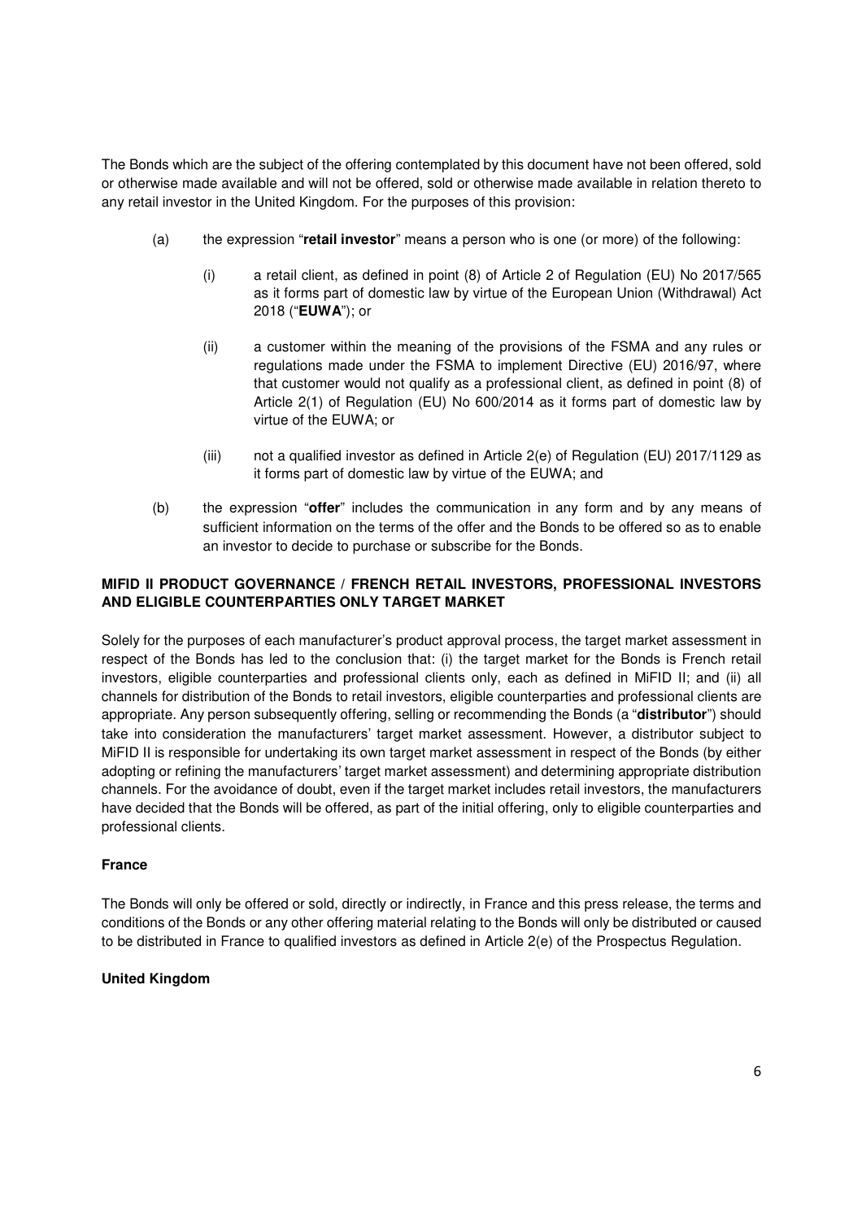The Bonds which are the subject of the offering contemplated by this document have not been offered, sold or otherwise made available and will not be offered, sold or otherwise made available in relation thereto to any retail investor in the United Kingdom. For the purposes of this provision:

(a) the expression "**retail investor**" means a person who is one (or more) of the following:

  (i) a retail client, as defined in point (8) of Article 2 of Regulation (EU) No 2017/565 as it forms part of domestic law by virtue of the European Union (Withdrawal) Act 2018 ("**EUWA**"); or

  (ii) a customer within the meaning of the provisions of the FSMA and any rules or regulations made under the FSMA to implement Directive (EU) 2016/97, where that customer would not qualify as a professional client, as defined in point (8) of Article 2(1) of Regulation (EU) No 600/2014 as it forms part of domestic law by virtue of the EUWA; or

  (iii) not a qualified investor as defined in Article 2(e) of Regulation (EU) 2017/1129 as it forms part of domestic law by virtue of the EUWA; and

(b) the expression "**offer**" includes the communication in any form and by any means of sufficient information on the terms of the offer and the Bonds to be offered so as to enable an investor to decide to purchase or subscribe for the Bonds.

**MIFID II PRODUCT GOVERNANCE / FRENCH RETAIL INVESTORS, PROFESSIONAL INVESTORS AND ELIGIBLE COUNTERPARTIES ONLY TARGET MARKET**

Solely for the purposes of each manufacturer's product approval process, the target market assessment in respect of the Bonds has led to the conclusion that: (i) the target market for the Bonds is French retail investors, eligible counterparties and professional clients only, each as defined in MiFID II; and (ii) all channels for distribution of the Bonds to retail investors, eligible counterparties and professional clients are appropriate. Any person subsequently offering, selling or recommending the Bonds (a "**distributor**") should take into consideration the manufacturers' target market assessment. However, a distributor subject to MiFID II is responsible for undertaking its own target market assessment in respect of the Bonds (by either adopting or refining the manufacturers' target market assessment) and determining appropriate distribution channels. For the avoidance of doubt, even if the target market includes retail investors, the manufacturers have decided that the Bonds will be offered, as part of the initial offering, only to eligible counterparties and professional clients.

**France**

The Bonds will only be offered or sold, directly or indirectly, in France and this press release, the terms and conditions of the Bonds or any other offering material relating to the Bonds will only be distributed or caused to be distributed in France to qualified investors as defined in Article 2(e) of the Prospectus Regulation.

**United Kingdom**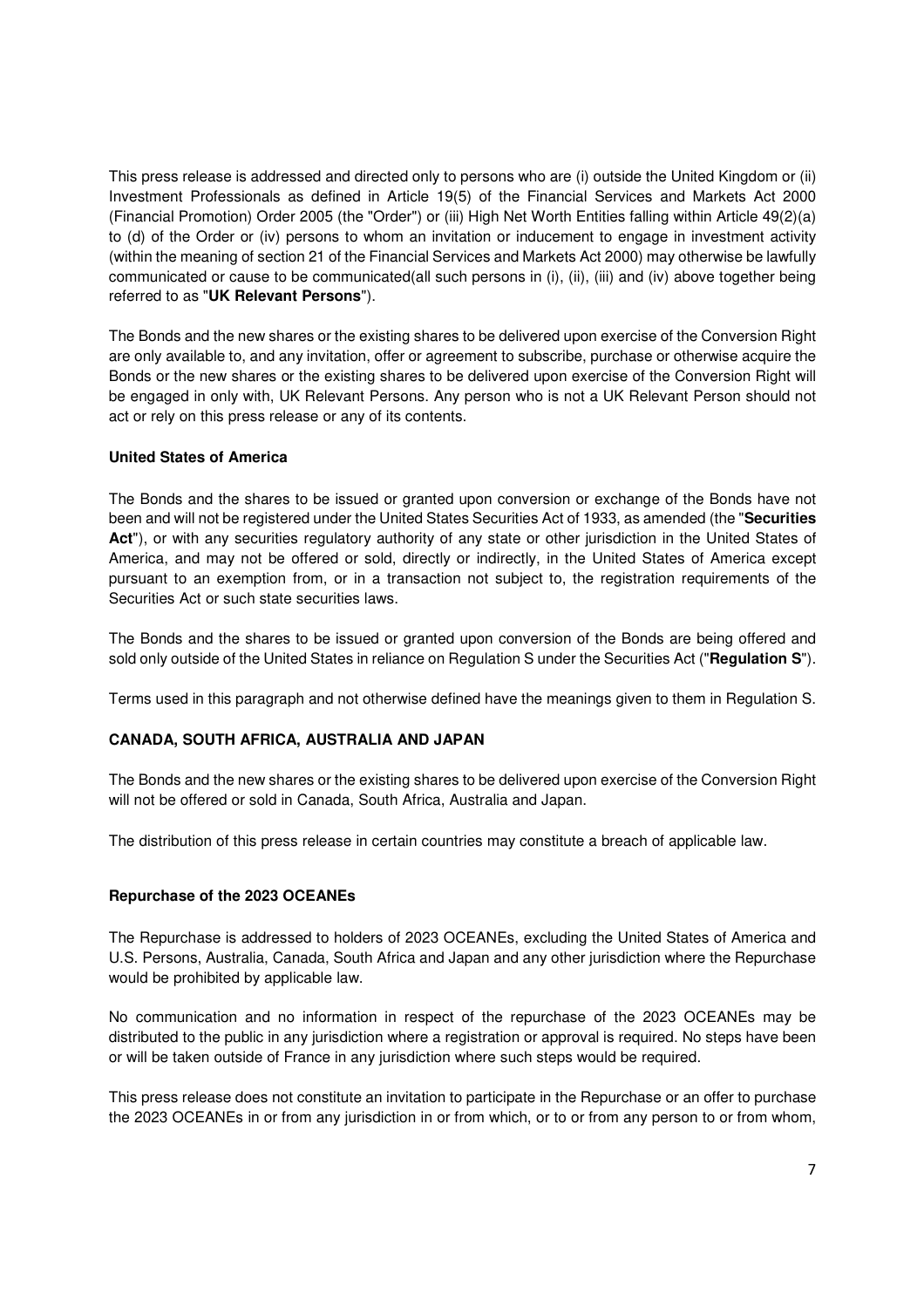This press release is addressed and directed only to persons who are (i) outside the United Kingdom or (ii) Investment Professionals as defined in Article 19(5) of the Financial Services and Markets Act 2000 (Financial Promotion) Order 2005 (the "Order") or (iii) High Net Worth Entities falling within Article 49(2)(a) to (d) of the Order or (iv) persons to whom an invitation or inducement to engage in investment activity (within the meaning of section 21 of the Financial Services and Markets Act 2000) may otherwise be lawfully communicated or cause to be communicated(all such persons in (i), (ii), (iii) and (iv) above together being referred to as "**UK Relevant Persons**").

The Bonds and the new shares or the existing shares to be delivered upon exercise of the Conversion Right are only available to, and any invitation, offer or agreement to subscribe, purchase or otherwise acquire the Bonds or the new shares or the existing shares to be delivered upon exercise of the Conversion Right will be engaged in only with, UK Relevant Persons. Any person who is not a UK Relevant Person should not act or rely on this press release or any of its contents.

**United States of America**

The Bonds and the shares to be issued or granted upon conversion or exchange of the Bonds have not been and will not be registered under the United States Securities Act of 1933, as amended (the "**Securities Act**"), or with any securities regulatory authority of any state or other jurisdiction in the United States of America, and may not be offered or sold, directly or indirectly, in the United States of America except pursuant to an exemption from, or in a transaction not subject to, the registration requirements of the Securities Act or such state securities laws.

The Bonds and the shares to be issued or granted upon conversion of the Bonds are being offered and sold only outside of the United States in reliance on Regulation S under the Securities Act ("**Regulation S**").

Terms used in this paragraph and not otherwise defined have the meanings given to them in Regulation S.

**CANADA, SOUTH AFRICA, AUSTRALIA AND JAPAN**

The Bonds and the new shares or the existing shares to be delivered upon exercise of the Conversion Right will not be offered or sold in Canada, South Africa, Australia and Japan.

The distribution of this press release in certain countries may constitute a breach of applicable law.

**Repurchase of the 2023 OCEANEs**

The Repurchase is addressed to holders of 2023 OCEANEs, excluding the United States of America and U.S. Persons, Australia, Canada, South Africa and Japan and any other jurisdiction where the Repurchase would be prohibited by applicable law.

No communication and no information in respect of the repurchase of the 2023 OCEANEs may be distributed to the public in any jurisdiction where a registration or approval is required. No steps have been or will be taken outside of France in any jurisdiction where such steps would be required.

This press release does not constitute an invitation to participate in the Repurchase or an offer to purchase the 2023 OCEANEs in or from any jurisdiction in or from which, or to or from any person to or from whom,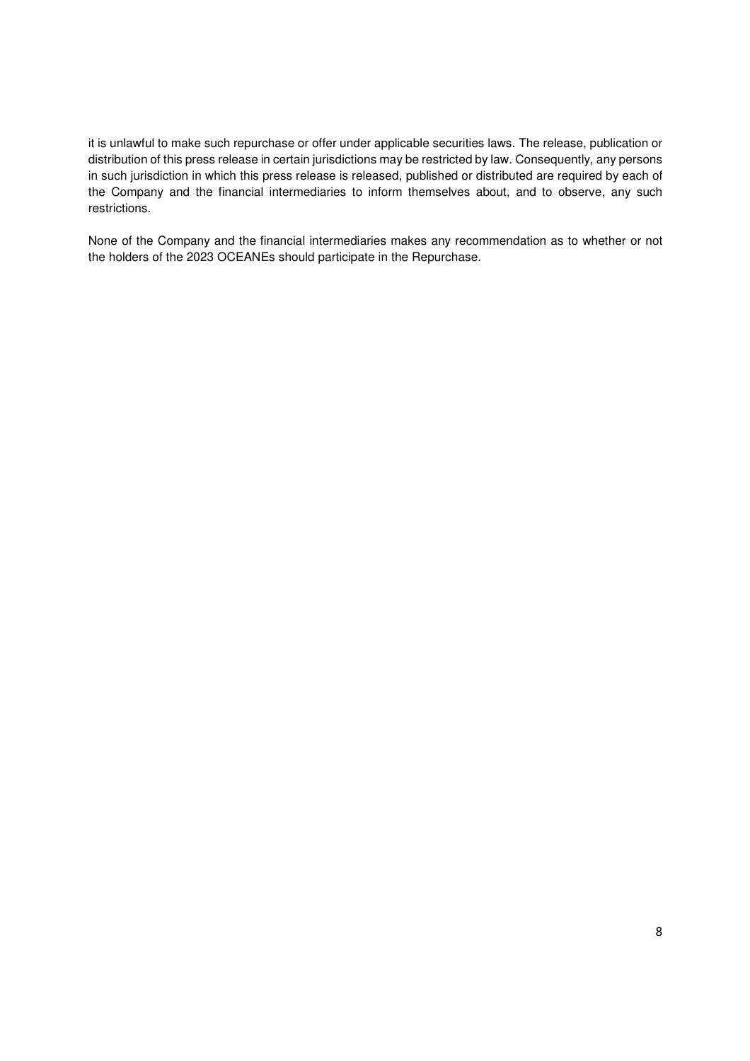it is unlawful to make such repurchase or offer under applicable securities laws. The release, publication or distribution of this press release in certain jurisdictions may be restricted by law. Consequently, any persons in such jurisdiction in which this press release is released, published or distributed are required by each of the Company and the financial intermediaries to inform themselves about, and to observe, any such restrictions.

None of the Company and the financial intermediaries makes any recommendation as to whether or not the holders of the 2023 OCEANEs should participate in the Repurchase.